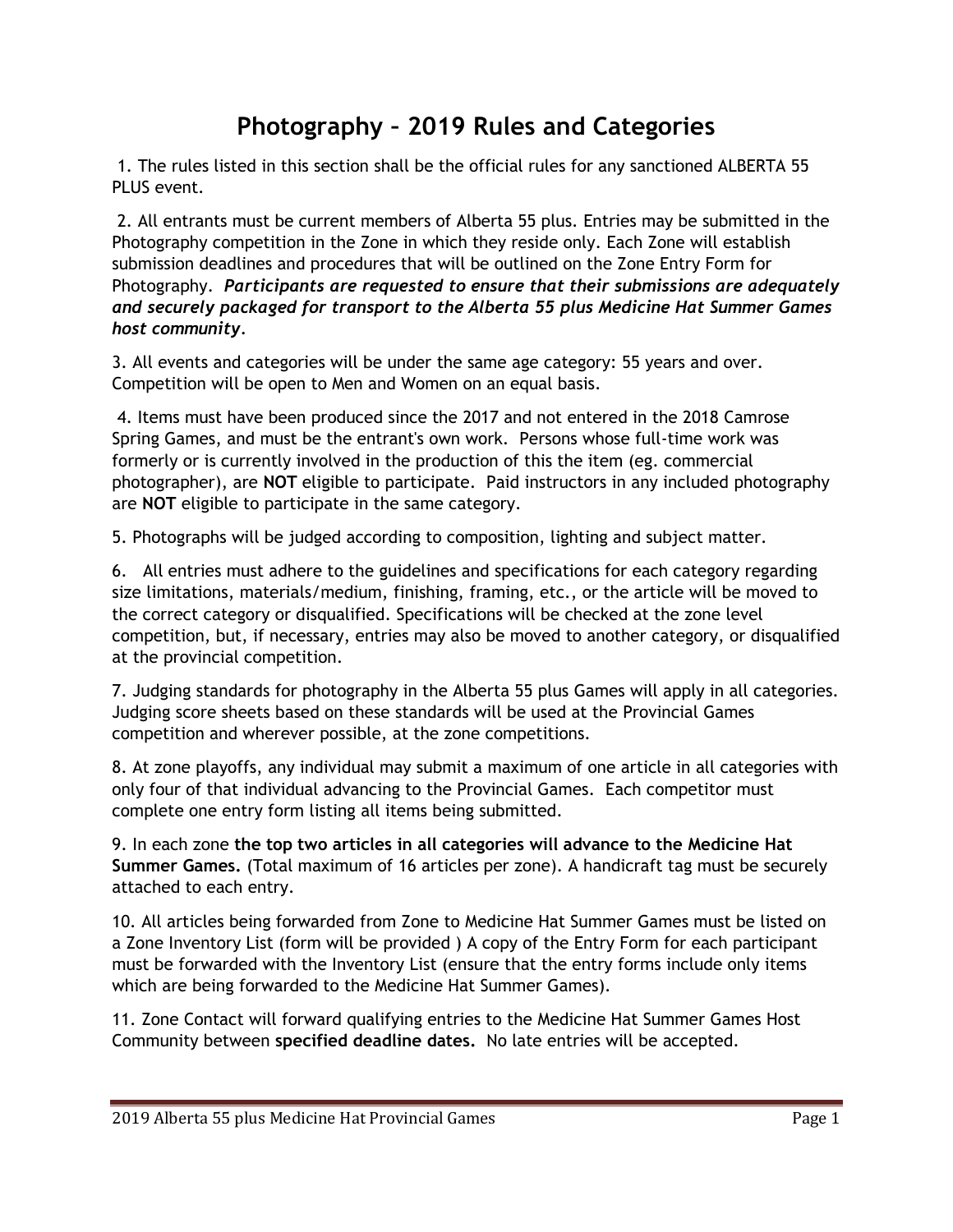# Photography – 2019 Rules and Categories

1. The rules listed in this section shall be the official rules for any sanctioned ALBERTA 55 PLUS event.

2. All entrants must be current members of Alberta 55 plus. Entries may be submitted in the Photography competition in the Zone in which they reside only. Each Zone will establish submission deadlines and procedures that will be outlined on the Zone Entry Form for Photography. ***Participants are requested to ensure that their submissions are adequately and securely packaged for transport to the Alberta 55 plus Medicine Hat Summer Games host community.***

3. All events and categories will be under the same age category: 55 years and over. Competition will be open to Men and Women on an equal basis.

4. Items must have been produced since the 2017 and not entered in the 2018 Camrose Spring Games, and must be the entrant's own work. Persons whose full-time work was formerly or is currently involved in the production of this the item (eg. commercial photographer), are **NOT** eligible to participate. Paid instructors in any included photography are **NOT** eligible to participate in the same category.

5. Photographs will be judged according to composition, lighting and subject matter.

6. All entries must adhere to the guidelines and specifications for each category regarding size limitations, materials/medium, finishing, framing, etc., or the article will be moved to the correct category or disqualified. Specifications will be checked at the zone level competition, but, if necessary, entries may also be moved to another category, or disqualified at the provincial competition.

7. Judging standards for photography in the Alberta 55 plus Games will apply in all categories. Judging score sheets based on these standards will be used at the Provincial Games competition and wherever possible, at the zone competitions.

8. At zone playoffs, any individual may submit a maximum of one article in all categories with only four of that individual advancing to the Provincial Games. Each competitor must complete one entry form listing all items being submitted.

9. In each zone **the top two articles in all categories will advance to the Medicine Hat Summer Games.** (Total maximum of 16 articles per zone). A handicraft tag must be securely attached to each entry.

10. All articles being forwarded from Zone to Medicine Hat Summer Games must be listed on a Zone Inventory List (form will be provided ) A copy of the Entry Form for each participant must be forwarded with the Inventory List (ensure that the entry forms include only items which are being forwarded to the Medicine Hat Summer Games).

11. Zone Contact will forward qualifying entries to the Medicine Hat Summer Games Host Community between **specified deadline dates.** No late entries will be accepted.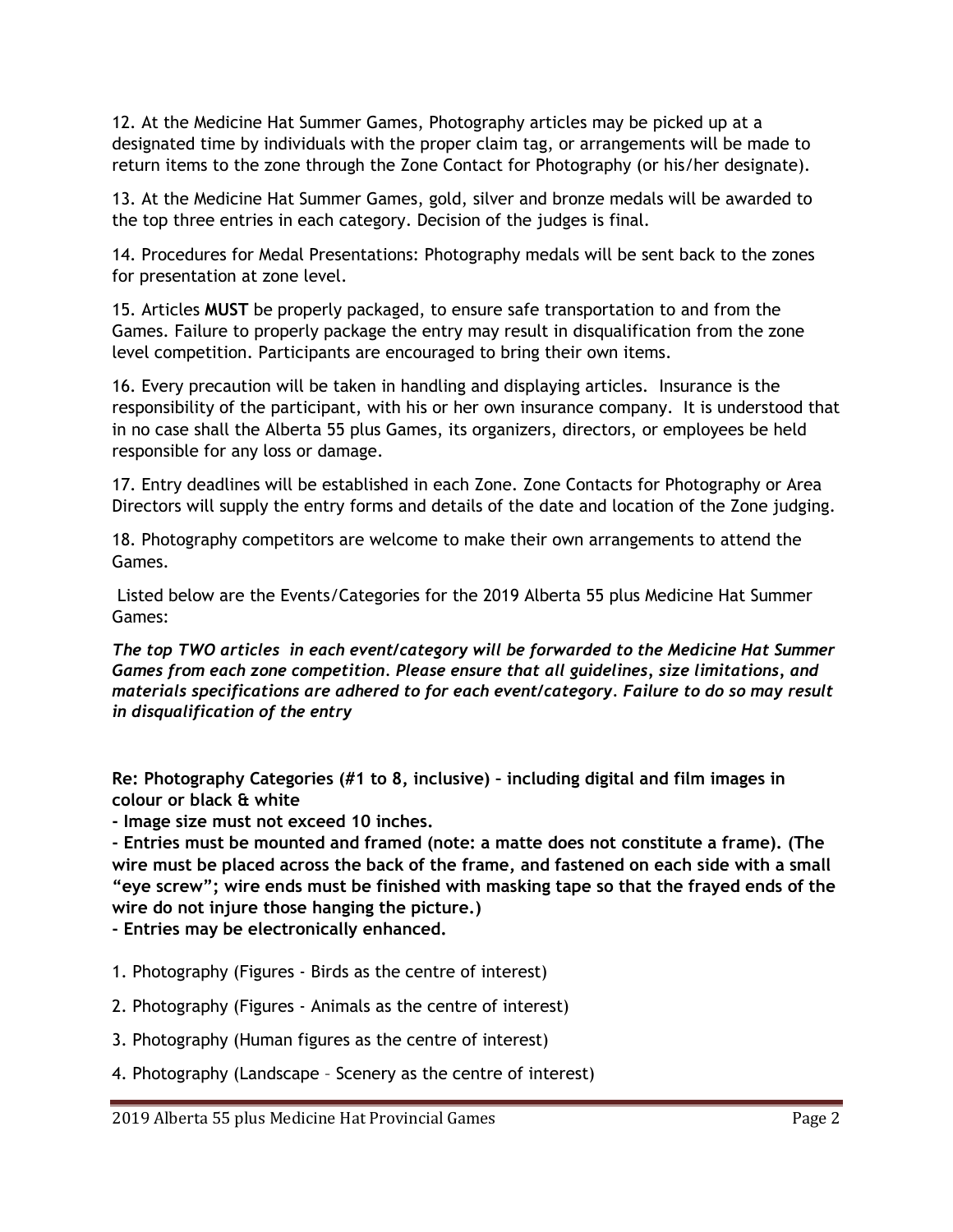12. At the Medicine Hat Summer Games, Photography articles may be picked up at a designated time by individuals with the proper claim tag, or arrangements will be made to return items to the zone through the Zone Contact for Photography (or his/her designate).

13. At the Medicine Hat Summer Games, gold, silver and bronze medals will be awarded to the top three entries in each category. Decision of the judges is final.

14. Procedures for Medal Presentations: Photography medals will be sent back to the zones for presentation at zone level.

15. Articles **MUST** be properly packaged, to ensure safe transportation to and from the Games. Failure to properly package the entry may result in disqualification from the zone level competition. Participants are encouraged to bring their own items.

16. Every precaution will be taken in handling and displaying articles. Insurance is the responsibility of the participant, with his or her own insurance company. It is understood that in no case shall the Alberta 55 plus Games, its organizers, directors, or employees be held responsible for any loss or damage.

17. Entry deadlines will be established in each Zone. Zone Contacts for Photography or Area Directors will supply the entry forms and details of the date and location of the Zone judging.

18. Photography competitors are welcome to make their own arrangements to attend the Games.

Listed below are the Events/Categories for the 2019 Alberta 55 plus Medicine Hat Summer Games:

***The top TWO articles in each event/category will be forwarded to the Medicine Hat Summer Games from each zone competition. Please ensure that all guidelines, size limitations, and materials specifications are adhered to for each event/category. Failure to do so may result in disqualification of the entry***

**Re: Photography Categories (#1 to 8, inclusive) – including digital and film images in colour or black & white**

**- Image size must not exceed 10 inches.**

**- Entries must be mounted and framed (note: a matte does not constitute a frame). (The wire must be placed across the back of the frame, and fastened on each side with a small "eye screw"; wire ends must be finished with masking tape so that the frayed ends of the wire do not injure those hanging the picture.)**

**- Entries may be electronically enhanced.**

1. Photography (Figures - Birds as the centre of interest)
2. Photography (Figures - Animals as the centre of interest)
3. Photography (Human figures as the centre of interest)
4. Photography (Landscape – Scenery as the centre of interest)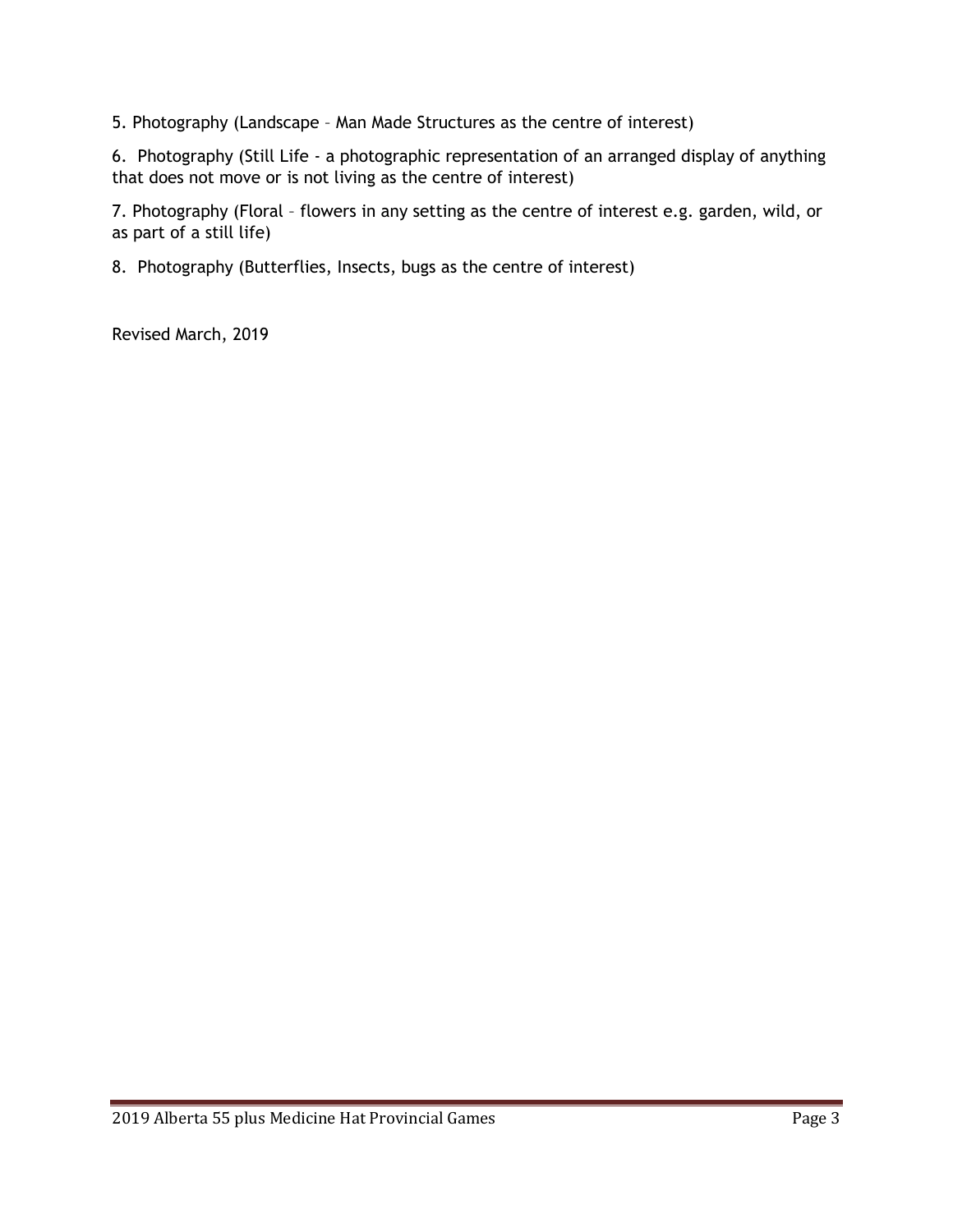5. Photography (Landscape – Man Made Structures as the centre of interest)

6. Photography (Still Life - a photographic representation of an arranged display of anything that does not move or is not living as the centre of interest)

7. Photography (Floral – flowers in any setting as the centre of interest e.g. garden, wild, or as part of a still life)

8. Photography (Butterflies, Insects, bugs as the centre of interest)

Revised March, 2019